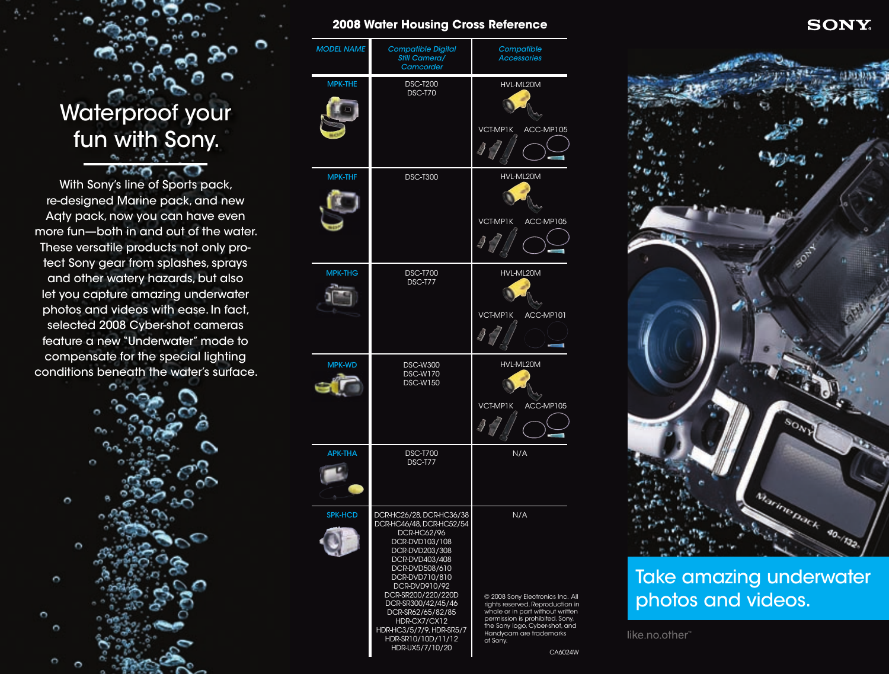# Waterproof your fun with Sony.

With Sony's line of Sports pack, re-designed Marine pack, and new Aqty pack, now you can have even more fun—both in and out of the water. These versatile products not only protect Sony gear from splashes, sprays and other watery hazards, but also let you capture amazing underwater photos and videos with ease. In fact, selected 2008 Cyber-shot cameras feature a new "Underwater" mode to compensate for the special lighting conditions beneath the water's surface.

## 2008 Water Housing Cross Reference

| MODEL NAME | Compatible Digital Still Camera/ Camcorder | Compatible Accessories |
|---|---|---|
| MPK-THE | DSC-T200<br>DSC-T70 | HVL-ML20M<br>VCT-MP1K ACC-MP105 |
| MPK-THF | DSC-T300 | HVL-ML20M<br>VCT-MP1K ACC-MP105 |
| MPK-THG | DSC-T700<br>DSC-T77 | HVL-ML20M<br>VCT-MP1K ACC-MP101 |
| MPK-WD | DSC-W300<br>DSC-W170<br>DSC-W150 | HVL-ML20M<br>VCT-MP1K ACC-MP105 |
| APK-THA | DSC-T700<br>DSC-T77 | N/A |
| SPK-HCD | DCR-HC26/28, DCR-HC36/38<br>DCR-HC46/48, DCR-HC52/54<br>DCR-HC62/96<br>DCR-DVD103/108<br>DCR-DVD203/308<br>DCR-DVD403/408<br>DCR-DVD508/610<br>DCR-DVD710/810<br>DCR-DVD910/92<br>DCR-SR200/220/220D<br>DCR-SR300/42/45/46<br>DCR-SR62/65/82/85<br>HDR-CX7/CX12<br>HDR-HC3/5/7/9, HDR-SR5/7<br>HDR-SR10/10D/11/12<br>HDR-UX5/7/10/20 | N/A |

© 2008 Sony Electronics Inc. All rights reserved. Reproduction in whole or in part without written permission is prohibited. Sony, the Sony logo, Cyber-shot, and Handycam are trademarks of Sony.

CA6024W

SONY

## Take amazing underwater photos and videos.

like.no.other™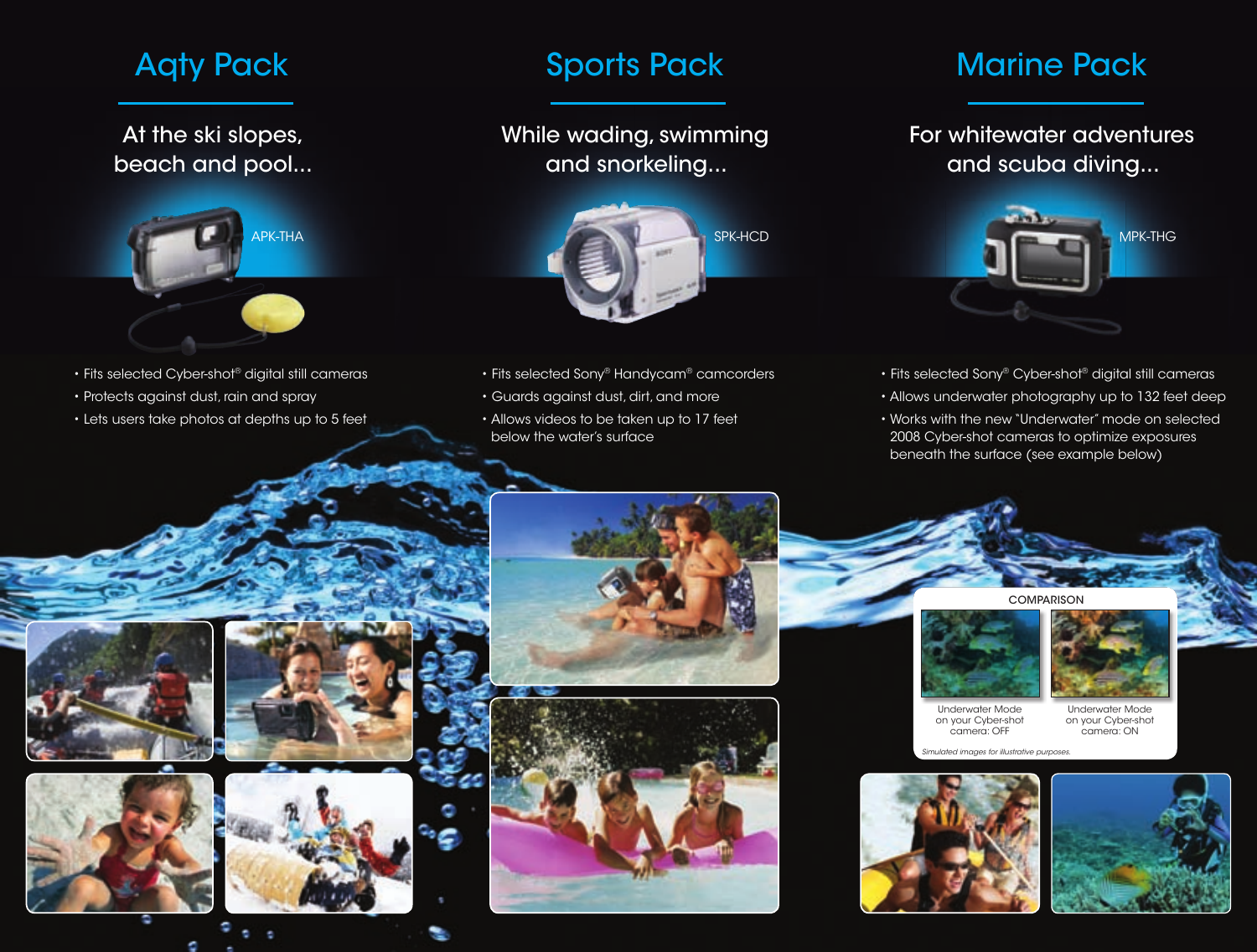## Aqty Pack

At the ski slopes, beach and pool...

APK-THA

- Fits selected Cyber-shot® digital still cameras
- Protects against dust, rain and spray
- Lets users take photos at depths up to 5 feet

## Sports Pack

While wading, swimming and snorkeling...

SPK-HCD

- Fits selected Sony® Handycam® camcorders
- Guards against dust, dirt, and more
- Allows videos to be taken up to 17 feet below the water's surface

## Marine Pack

For whitewater adventures and scuba diving...

MPK-THG

- Fits selected Sony® Cyber-shot® digital still cameras
- Allows underwater photography up to 132 feet deep
- Works with the new "Underwater" mode on selected 2008 Cyber-shot cameras to optimize exposures beneath the surface (see example below)

COMPARISON

Underwater Mode on your Cyber-shot camera: OFF

Underwater Mode on your Cyber-shot camera: ON

*Simulated images for illustrative purposes.*